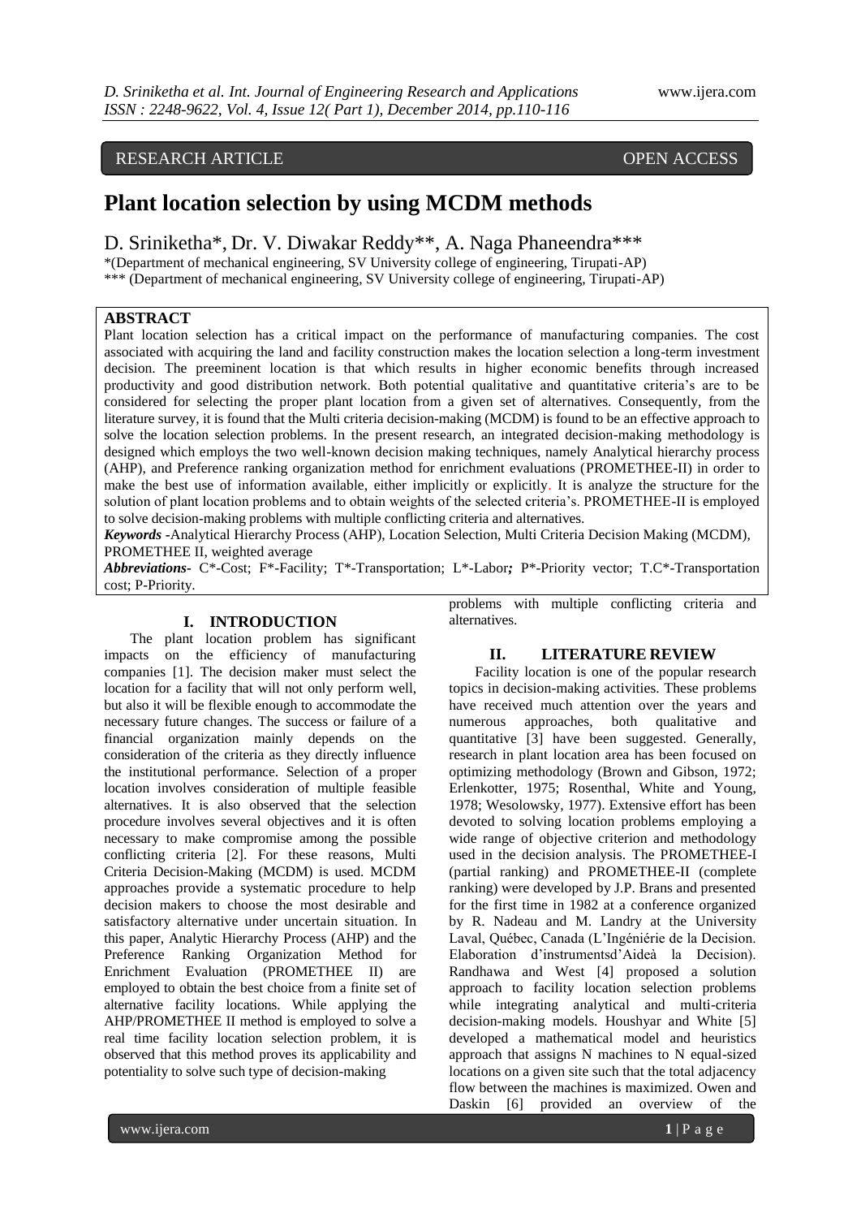RESEARCH ARTICLE OPEN ACCESS

# Plant location selection by using MCDM methods

D. Sriniketha*, Dr. V. Diwakar Reddy**, A. Naga Phaneendra***

*(Department of mechanical engineering, SV University college of engineering, Tirupati-AP)
*** (Department of mechanical engineering, SV University college of engineering, Tirupati-AP)

## ABSTRACT

Plant location selection has a critical impact on the performance of manufacturing companies. The cost associated with acquiring the land and facility construction makes the location selection a long-term investment decision. The preeminent location is that which results in higher economic benefits through increased productivity and good distribution network. Both potential qualitative and quantitative criteria's are to be considered for selecting the proper plant location from a given set of alternatives. Consequently, from the literature survey, it is found that the Multi criteria decision-making (MCDM) is found to be an effective approach to solve the location selection problems. In the present research, an integrated decision-making methodology is designed which employs the two well-known decision making techniques, namely Analytical hierarchy process (AHP), and Preference ranking organization method for enrichment evaluations (PROMETHEE-II) in order to make the best use of information available, either implicitly or explicitly. It is analyze the structure for the solution of plant location problems and to obtain weights of the selected criteria's. PROMETHEE-II is employed to solve decision-making problems with multiple conflicting criteria and alternatives.

***Keywords*** -Analytical Hierarchy Process (AHP), Location Selection, Multi Criteria Decision Making (MCDM), PROMETHEE II, weighted average

***Abbreviations-*** C*-Cost; F*-Facility; T*-Transportation; L*-Labor***;*** P*-Priority vector; T.C*-Transportation cost; P-Priority.

## I. INTRODUCTION

The plant location problem has significant impacts on the efficiency of manufacturing companies [1]. The decision maker must select the location for a facility that will not only perform well, but also it will be flexible enough to accommodate the necessary future changes. The success or failure of a financial organization mainly depends on the consideration of the criteria as they directly influence the institutional performance. Selection of a proper location involves consideration of multiple feasible alternatives. It is also observed that the selection procedure involves several objectives and it is often necessary to make compromise among the possible conflicting criteria [2]. For these reasons, Multi Criteria Decision-Making (MCDM) is used. MCDM approaches provide a systematic procedure to help decision makers to choose the most desirable and satisfactory alternative under uncertain situation. In this paper, Analytic Hierarchy Process (AHP) and the Preference Ranking Organization Method for Enrichment Evaluation (PROMETHEE II) are employed to obtain the best choice from a finite set of alternative facility locations. While applying the AHP/PROMETHEE II method is employed to solve a real time facility location selection problem, it is observed that this method proves its applicability and potentiality to solve such type of decision-making problems with multiple conflicting criteria and alternatives.

## II. LITERATURE REVIEW

Facility location is one of the popular research topics in decision-making activities. These problems have received much attention over the years and numerous approaches, both qualitative and quantitative [3] have been suggested. Generally, research in plant location area has been focused on optimizing methodology (Brown and Gibson, 1972; Erlenkotter, 1975; Rosenthal, White and Young, 1978; Wesolowsky, 1977). Extensive effort has been devoted to solving location problems employing a wide range of objective criterion and methodology used in the decision analysis. The PROMETHEE-I (partial ranking) and PROMETHEE-II (complete ranking) were developed by J.P. Brans and presented for the first time in 1982 at a conference organized by R. Nadeau and M. Landry at the University Laval, Québec, Canada (L'Ingéniérie de la Decision. Elaboration d'instrumentsd'Aideà la Decision). Randhawa and West [4] proposed a solution approach to facility location selection problems while integrating analytical and multi-criteria decision-making models. Houshyar and White [5] developed a mathematical model and heuristics approach that assigns N machines to N equal-sized locations on a given site such that the total adjacency flow between the machines is maximized. Owen and Daskin [6] provided an overview of the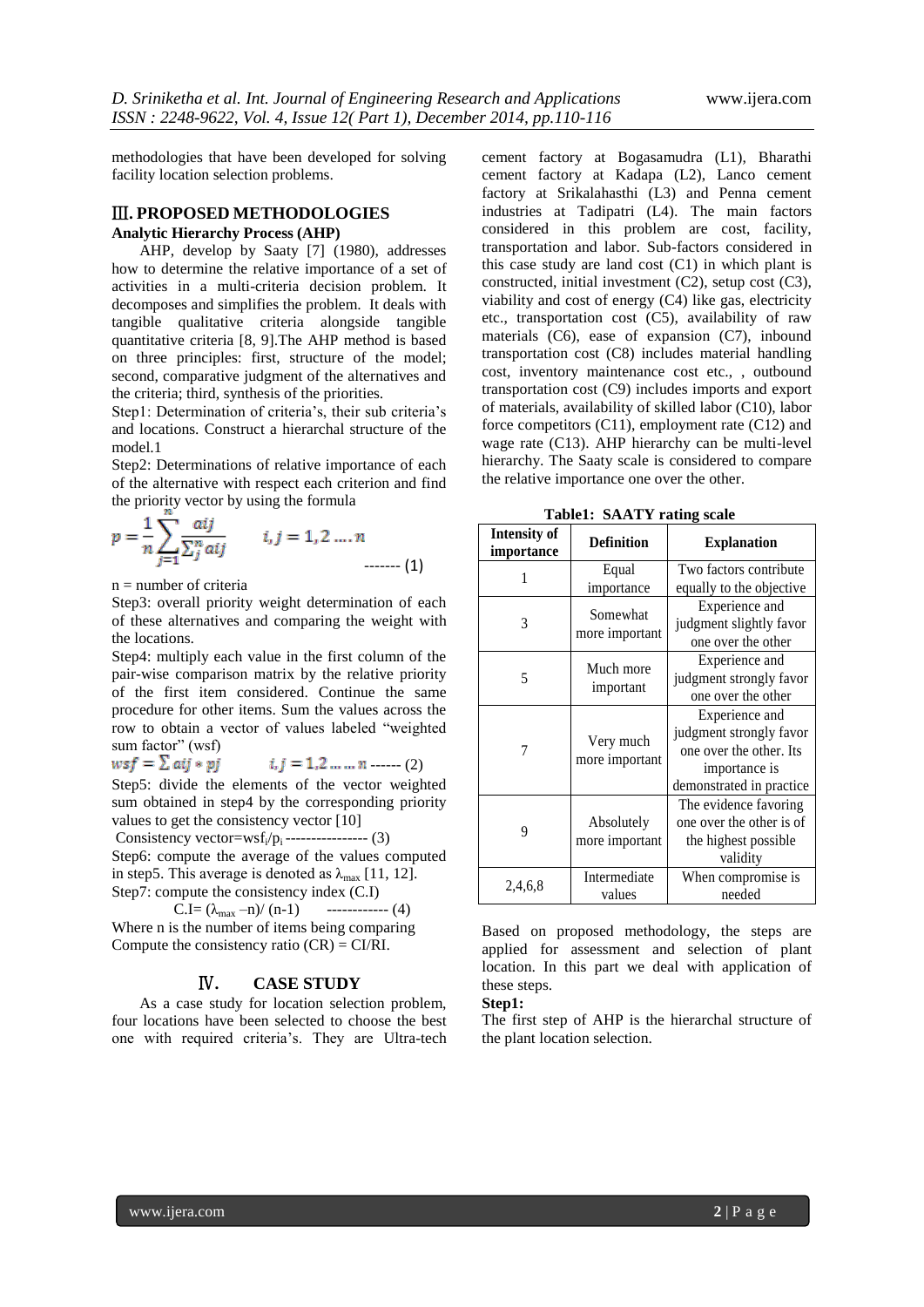methodologies that have been developed for solving facility location selection problems.

## III. PROPOSED METHODOLOGIES

### Analytic Hierarchy Process (AHP)

AHP, develop by Saaty [7] (1980), addresses how to determine the relative importance of a set of activities in a multi-criteria decision problem. It decomposes and simplifies the problem. It deals with tangible qualitative criteria alongside tangible quantitative criteria [8, 9].The AHP method is based on three principles: first, structure of the model; second, comparative judgment of the alternatives and the criteria; third, synthesis of the priorities.

Step1: Determination of criteria's, their sub criteria's and locations. Construct a hierarchal structure of the model.1

Step2: Determinations of relative importance of each of the alternative with respect each criterion and find the priority vector by using the formula

$$p = \frac{1}{n}\sum_{j=1}^{n}\frac{aij}{\sum_{j}^{n} aij} \qquad i, j = 1, 2 \ldots . n \qquad \text{------- (1)}$$

n = number of criteria

Step3: overall priority weight determination of each of these alternatives and comparing the weight with the locations.

Step4: multiply each value in the first column of the pair-wise comparison matrix by the relative priority of the first item considered. Continue the same procedure for other items. Sum the values across the row to obtain a vector of values labeled "weighted sum factor" (wsf)

$$wsf = \sum aij * pj \qquad i, j = 1, 2 \ldots \ldots n \text{ ------ (2)}$$

Step5: divide the elements of the vector weighted sum obtained in step4 by the corresponding priority values to get the consistency vector [10]

Consistency vector=$wsf_i/p_i$ ---------------- (3)

Step6: compute the average of the values computed in step5. This average is denoted as $\lambda_{max}$ [11, 12].

Step7: compute the consistency index (C.I)

$$C.I = (\lambda_{max} - n)/(n-1) \qquad \text{------------ (4)}$$

Where n is the number of items being comparing

Compute the consistency ratio (CR) = CI/RI.

## IV. CASE STUDY

As a case study for location selection problem, four locations have been selected to choose the best one with required criteria's. They are Ultra-tech cement factory at Bogasamudra (L1), Bharathi cement factory at Kadapa (L2), Lanco cement factory at Srikalahasthi (L3) and Penna cement industries at Tadipatri (L4). The main factors considered in this problem are cost, facility, transportation and labor. Sub-factors considered in this case study are land cost (C1) in which plant is constructed, initial investment (C2), setup cost (C3), viability and cost of energy (C4) like gas, electricity etc., transportation cost (C5), availability of raw materials (C6), ease of expansion (C7), inbound transportation cost (C8) includes material handling cost, inventory maintenance cost etc., , outbound transportation cost (C9) includes imports and export of materials, availability of skilled labor (C10), labor force competitors (C11), employment rate (C12) and wage rate (C13). AHP hierarchy can be multi-level hierarchy. The Saaty scale is considered to compare the relative importance one over the other.

**Table1: SAATY rating scale**

| Intensity of importance | Definition | Explanation |
|---|---|---|
| 1 | Equal importance | Two factors contribute equally to the objective |
| 3 | Somewhat more important | Experience and judgment slightly favor one over the other |
| 5 | Much more important | Experience and judgment strongly favor one over the other |
| 7 | Very much more important | Experience and judgment strongly favor one over the other. Its importance is demonstrated in practice |
| 9 | Absolutely more important | The evidence favoring one over the other is of the highest possible validity |
| 2,4,6,8 | Intermediate values | When compromise is needed |

Based on proposed methodology, the steps are applied for assessment and selection of plant location. In this part we deal with application of these steps.

**Step1:**

The first step of AHP is the hierarchal structure of the plant location selection.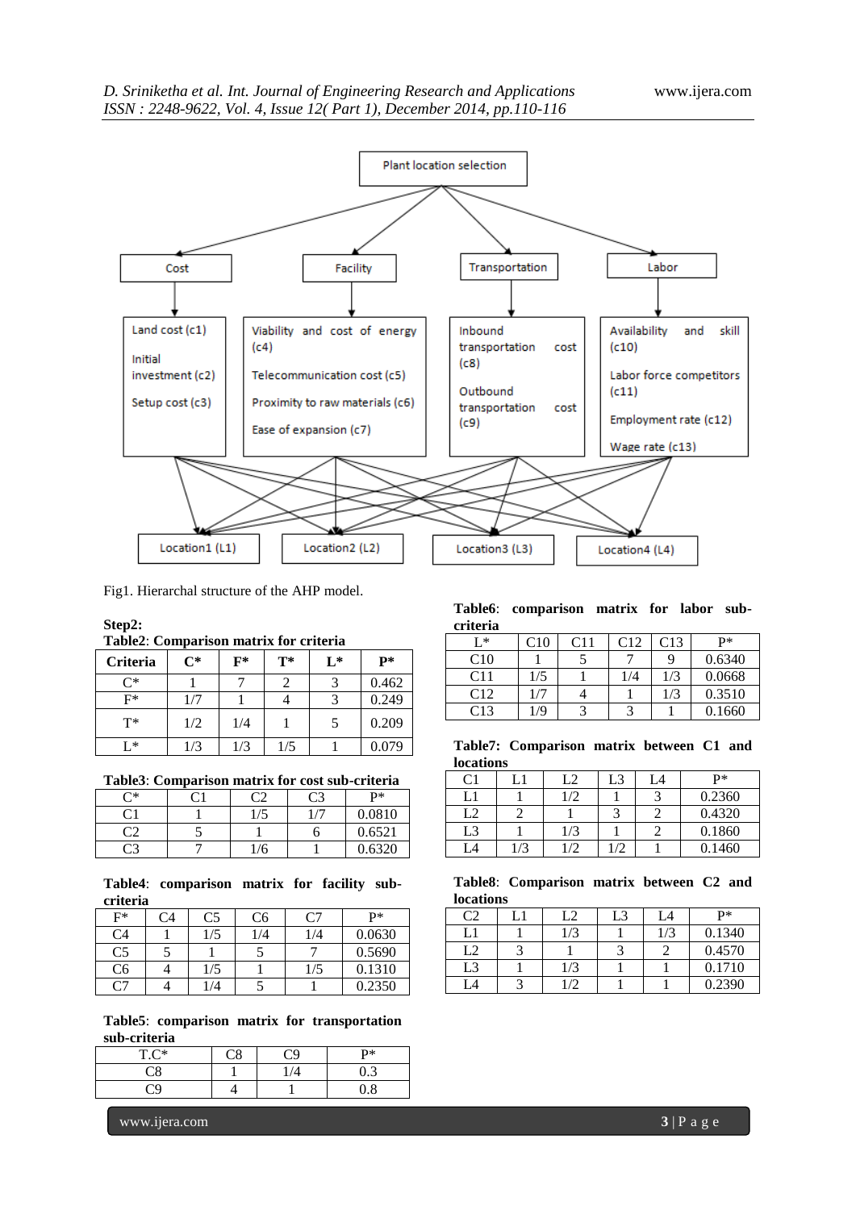Fig1. Hierarchal structure of the AHP model.

**Step2:**

**Table2**: **Comparison matrix for criteria**

| Criteria | C* | F* | T* | L* | P* |
|---|---|---|---|---|---|
| C* | 1 | 7 | 2 | 3 | 0.462 |
| F* | 1/7 | 1 | 4 | 3 | 0.249 |
| T* | 1/2 | 1/4 | 1 | 5 | 0.209 |
| L* | 1/3 | 1/3 | 1/5 | 1 | 0.079 |

**Table3**: **Comparison matrix for cost sub-criteria**

| C* | C1 | C2 | C3 | P* |
|---|---|---|---|---|
| C1 | 1 | 1/5 | 1/7 | 0.0810 |
| C2 | 5 | 1 | 6 | 0.6521 |
| C3 | 7 | 1/6 | 1 | 0.6320 |

**Table4**: **comparison matrix for facility sub-criteria**

| F* | C4 | C5 | C6 | C7 | P* |
|---|---|---|---|---|---|
| C4 | 1 | 1/5 | 1/4 | 1/4 | 0.0630 |
| C5 | 5 | 1 | 5 | 7 | 0.5690 |
| C6 | 4 | 1/5 | 1 | 1/5 | 0.1310 |
| C7 | 4 | 1/4 | 5 | 1 | 0.2350 |

**Table5**: **comparison matrix for transportation sub-criteria**

| T.C* | C8 | C9 | P* |
|---|---|---|---|
| C8 | 1 | 1/4 | 0.3 |
| C9 | 4 | 1 | 0.8 |

**Table6**: **comparison matrix for labor sub-criteria**

| L* | C10 | C11 | C12 | C13 | P* |
|---|---|---|---|---|---|
| C10 | 1 | 5 | 7 | 9 | 0.6340 |
| C11 | 1/5 | 1 | 1/4 | 1/3 | 0.0668 |
| C12 | 1/7 | 4 | 1 | 1/3 | 0.3510 |
| C13 | 1/9 | 3 | 3 | 1 | 0.1660 |

**Table7: Comparison matrix between C1 and locations**

| C1 | L1 | L2 | L3 | L4 | P* |
|---|---|---|---|---|---|
| L1 | 1 | 1/2 | 1 | 3 | 0.2360 |
| L2 | 2 | 1 | 3 | 2 | 0.4320 |
| L3 | 1 | 1/3 | 1 | 2 | 0.1860 |
| L4 | 1/3 | 1/2 | 1/2 | 1 | 0.1460 |

**Table8**: **Comparison matrix between C2 and locations**

| C2 | L1 | L2 | L3 | L4 | P* |
|---|---|---|---|---|---|
| L1 | 1 | 1/3 | 1 | 1/3 | 0.1340 |
| L2 | 3 | 1 | 3 | 2 | 0.4570 |
| L3 | 1 | 1/3 | 1 | 1 | 0.1710 |
| L4 | 3 | 1/2 | 1 | 1 | 0.2390 |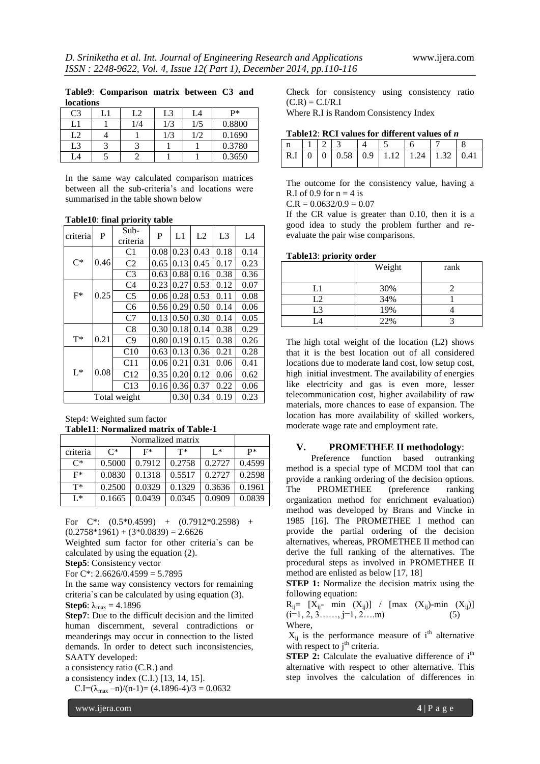**Table9**: **Comparison matrix between C3 and locations**

| C3 | L1 | L2 | L3 | L4 | P* |
|---|---|---|---|---|---|
| L1 | 1 | 1/4 | 1/3 | 1/5 | 0.8800 |
| L2 | 4 | 1 | 1/3 | 1/2 | 0.1690 |
| L3 | 3 | 3 | 1 | 1 | 0.3780 |
| L4 | 5 | 2 | 1 | 1 | 0.3650 |

In the same way calculated comparison matrices between all the sub-criteria's and locations were summarised in the table shown below

**Table10**: **final priority table**

| criteria | P | Sub-criteria | P | L1 | L2 | L3 | L4 |
|---|---|---|---|---|---|---|---|
| C* | 0.46 | C1 | 0.08 | 0.23 | 0.43 | 0.18 | 0.14 |
| | | C2 | 0.65 | 0.13 | 0.45 | 0.17 | 0.23 |
| | | C3 | 0.63 | 0.88 | 0.16 | 0.38 | 0.36 |
| F* | 0.25 | C4 | 0.23 | 0.27 | 0.53 | 0.12 | 0.07 |
| | | C5 | 0.06 | 0.28 | 0.53 | 0.11 | 0.08 |
| | | C6 | 0.56 | 0.29 | 0.50 | 0.14 | 0.06 |
| | | C7 | 0.13 | 0.50 | 0.30 | 0.14 | 0.05 |
| T* | 0.21 | C8 | 0.30 | 0.18 | 0.14 | 0.38 | 0.29 |
| | | C9 | 0.80 | 0.19 | 0.15 | 0.38 | 0.26 |
| L* | 0.08 | C10 | 0.63 | 0.13 | 0.36 | 0.21 | 0.28 |
| | | C11 | 0.06 | 0.21 | 0.31 | 0.06 | 0.41 |
| | | C12 | 0.35 | 0.20 | 0.12 | 0.06 | 0.62 |
| | | C13 | 0.16 | 0.36 | 0.37 | 0.22 | 0.06 |
| Total weight | | | | 0.30 | 0.34 | 0.19 | 0.23 |

Step4: Weighted sum factor

**Table11**: **Normalized matrix of Table-1**

| criteria | Normalized matrix | | | | |
|---|---|---|---|---|---|
| | C* | F* | T* | L* | P* |
| C* | 0.5000 | 0.7912 | 0.2758 | 0.2727 | 0.4599 |
| F* | 0.0830 | 0.1318 | 0.5517 | 0.2727 | 0.2598 |
| T* | 0.2500 | 0.0329 | 0.1329 | 0.3636 | 0.1961 |
| L* | 0.1665 | 0.0439 | 0.0345 | 0.0909 | 0.0839 |

For C*: (0.5\*0.4599) + (0.7912\*0.2598) + (0.2758\*1961) + (3\*0.0839) = 2.6626

Weighted sum factor for other criteria`s can be calculated by using the equation (2).

**Step5**: Consistency vector

For C*: 2.6626/0.4599 = 5.7895

In the same way consistency vectors for remaining criteria`s can be calculated by using equation (3).

**Step6**: $\lambda_{max}$ = 4.1896

**Step7**: Due to the difficult decision and the limited human discernment, several contradictions or meanderings may occur in connection to the listed demands. In order to detect such inconsistencies, SAATY developed:

a consistency ratio (C.R.) and

a consistency index (C.I.) [13, 14, 15].

$C.I=(\lambda_{max} - n)/(n-1)= (4.1896-4)/3 = 0.0632$

Check for consistency using consistency ratio (C.R) = C.I/R.I

Where R.I is Random Consistency Index

**Table12**: **RCI values for different values of** ***n***

| n | 1 | 2 | 3 | 4 | 5 | 6 | 7 | 8 |
|---|---|---|---|---|---|---|---|---|
| R.I | 0 | 0 | 0.58 | 0.9 | 1.12 | 1.24 | 1.32 | 0.41 |

The outcome for the consistency value, having a R.I of 0.9 for n = 4 is

C.R = 0.0632/0.9 = 0.07

If the CR value is greater than 0.10, then it is a good idea to study the problem further and re-evaluate the pair wise comparisons.

**Table13**: **priority order**

| | Weight | rank |
|---|---|---|
| L1 | 30% | 2 |
| L2 | 34% | 1 |
| L3 | 19% | 4 |
| L4 | 22% | 3 |

The high total weight of the location (L2) shows that it is the best location out of all considered locations due to moderate land cost, low setup cost, high initial investment. The availability of energies like electricity and gas is even more, lesser telecommunication cost, higher availability of raw materials, more chances to ease of expansion. The location has more availability of skilled workers, moderate wage rate and employment rate.

## V. PROMETHEE II methodology:

Preference function based outranking method is a special type of MCDM tool that can provide a ranking ordering of the decision options. The PROMETHEE (preference ranking organization method for enrichment evaluation) method was developed by Brans and Vincke in 1985 [16]. The PROMETHEE I method can provide the partial ordering of the decision alternatives, whereas, PROMETHEE II method can derive the full ranking of the alternatives. The procedural steps as involved in PROMETHEE II method are enlisted as below [17, 18]

**STEP 1:** Normalize the decision matrix using the following equation:

$$R_{ij}= [X_{ij}- \min (X_{ij})] / [\max (X_{ij})-\min (X_{ij})] \quad (i=1, 2, 3……, j=1, 2….m) \qquad (5)$$

Where,

$X_{ij}$ is the performance measure of $i^{th}$ alternative with respect to $j^{th}$ criteria.

**STEP 2:** Calculate the evaluative difference of $i^{th}$ alternative with respect to other alternative. This step involves the calculation of differences in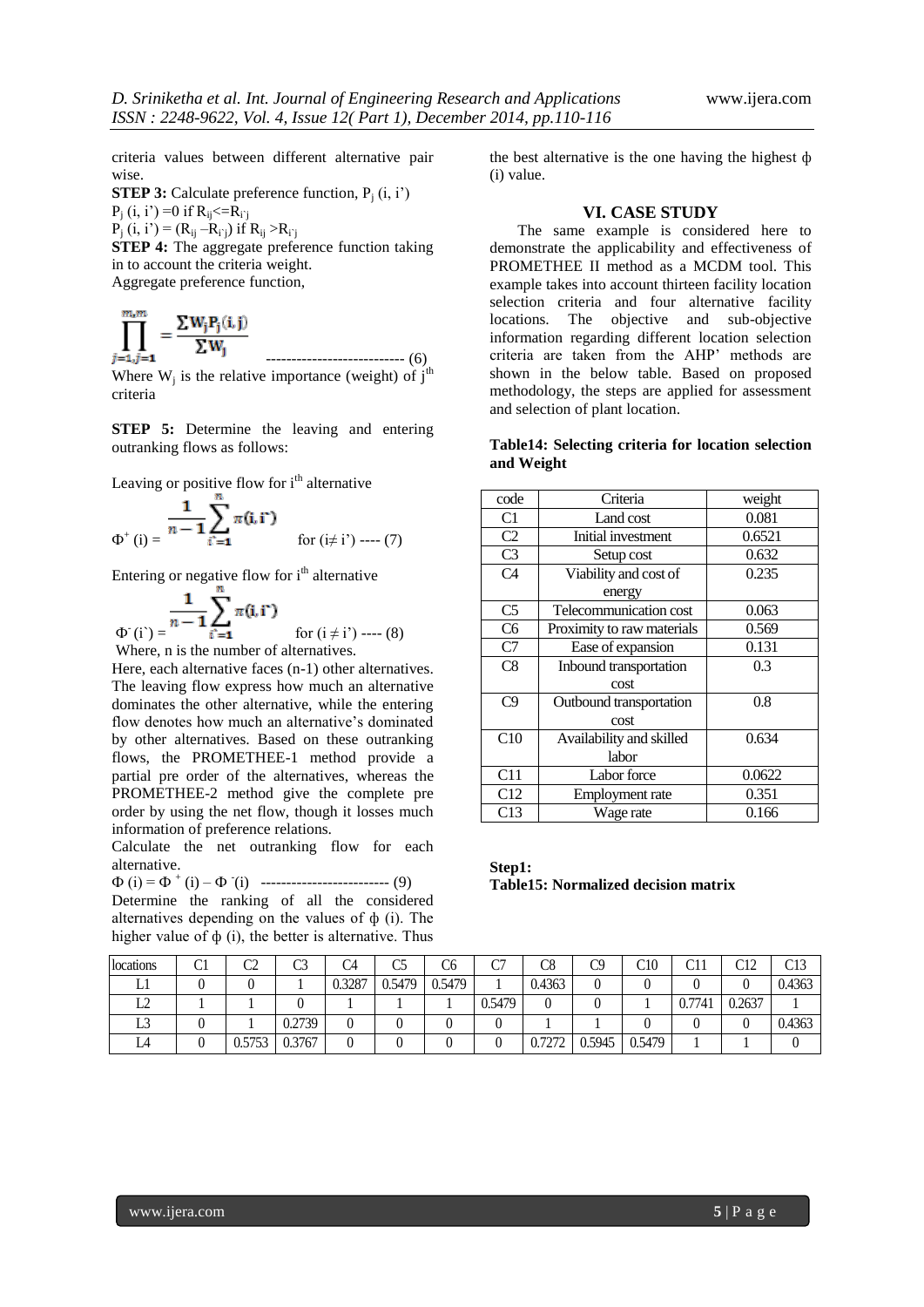criteria values between different alternative pair wise.

**STEP 3:** Calculate preference function, $P_j(i, i')$

$P_j(i, i') = 0$ if $R_{ij} <= R_{i'j}$

$P_j(i, i') = (R_{ij} - R_{i'j})$ if $R_{ij} > R_{i'j}$

**STEP 4:** The aggregate preference function taking in to account the criteria weight.

Aggregate preference function,

$$\prod_{j=1, j=1}^{m, m} = \frac{\sum W_j P_j(i, j)}{\sum W_j} \quad \text{-------------------------- (6)}$$

Where $W_j$ is the relative importance (weight) of $j^{th}$ criteria

**STEP 5:** Determine the leaving and entering outranking flows as follows:

Leaving or positive flow for $i^{th}$ alternative

$$\Phi^+(i) = \frac{1}{n-1} \sum_{i'=1}^{n} \pi(i, i') \quad \text{for } (i \neq i') \text{ ---- (7)}$$

Entering or negative flow for $i^{th}$ alternative

$$\Phi^-(i') = \frac{1}{n-1} \sum_{i'=1}^{n} \pi(i, i') \quad \text{for } (i \neq i') \text{ ---- (8)}$$

Where, n is the number of alternatives.

Here, each alternative faces (n-1) other alternatives. The leaving flow express how much an alternative dominates the other alternative, while the entering flow denotes how much an alternative's dominated by other alternatives. Based on these outranking flows, the PROMETHEE-1 method provide a partial pre order of the alternatives, whereas the PROMETHEE-2 method give the complete pre order by using the net flow, though it losses much information of preference relations.

Calculate the net outranking flow for each alternative.

$$\Phi(i) = \Phi^+(i) - \Phi^-(i) \quad \text{------------------------- (9)}$$

Determine the ranking of all the considered alternatives depending on the values of $\phi(i)$. The higher value of $\phi(i)$, the better is alternative. Thus the best alternative is the one having the highest $\phi(i)$ value.

## VI. CASE STUDY

The same example is considered here to demonstrate the applicability and effectiveness of PROMETHEE II method as a MCDM tool. This example takes into account thirteen facility location selection criteria and four alternative facility locations. The objective and sub-objective information regarding different location selection criteria are taken from the AHP' methods are shown in the below table. Based on proposed methodology, the steps are applied for assessment and selection of plant location.

**Table14: Selecting criteria for location selection and Weight**

| code | Criteria | weight |
|---|---|---|
| C1 | Land cost | 0.081 |
| C2 | Initial investment | 0.6521 |
| C3 | Setup cost | 0.632 |
| C4 | Viability and cost of energy | 0.235 |
| C5 | Telecommunication cost | 0.063 |
| C6 | Proximity to raw materials | 0.569 |
| C7 | Ease of expansion | 0.131 |
| C8 | Inbound transportation cost | 0.3 |
| C9 | Outbound transportation cost | 0.8 |
| C10 | Availability and skilled labor | 0.634 |
| C11 | Labor force | 0.0622 |
| C12 | Employment rate | 0.351 |
| C13 | Wage rate | 0.166 |

**Step1:**

**Table15: Normalized decision matrix**

| locations | C1 | C2 | C3 | C4 | C5 | C6 | C7 | C8 | C9 | C10 | C11 | C12 | C13 |
|---|---|---|---|---|---|---|---|---|---|---|---|---|---|
| L1 | 0 | 0 | 1 | 0.3287 | 0.5479 | 0.5479 | 1 | 0.4363 | 0 | 0 | 0 | 0 | 0.4363 |
| L2 | 1 | 1 | 0 | 1 | 1 | 1 | 0.5479 | 0 | 0 | 1 | 0.7741 | 0.2637 | 1 |
| L3 | 0 | 1 | 0.2739 | 0 | 0 | 0 | 0 | 1 | 1 | 0 | 0 | 0 | 0.4363 |
| L4 | 0 | 0.5753 | 0.3767 | 0 | 0 | 0 | 0 | 0.7272 | 0.5945 | 0.5479 | 1 | 1 | 0 |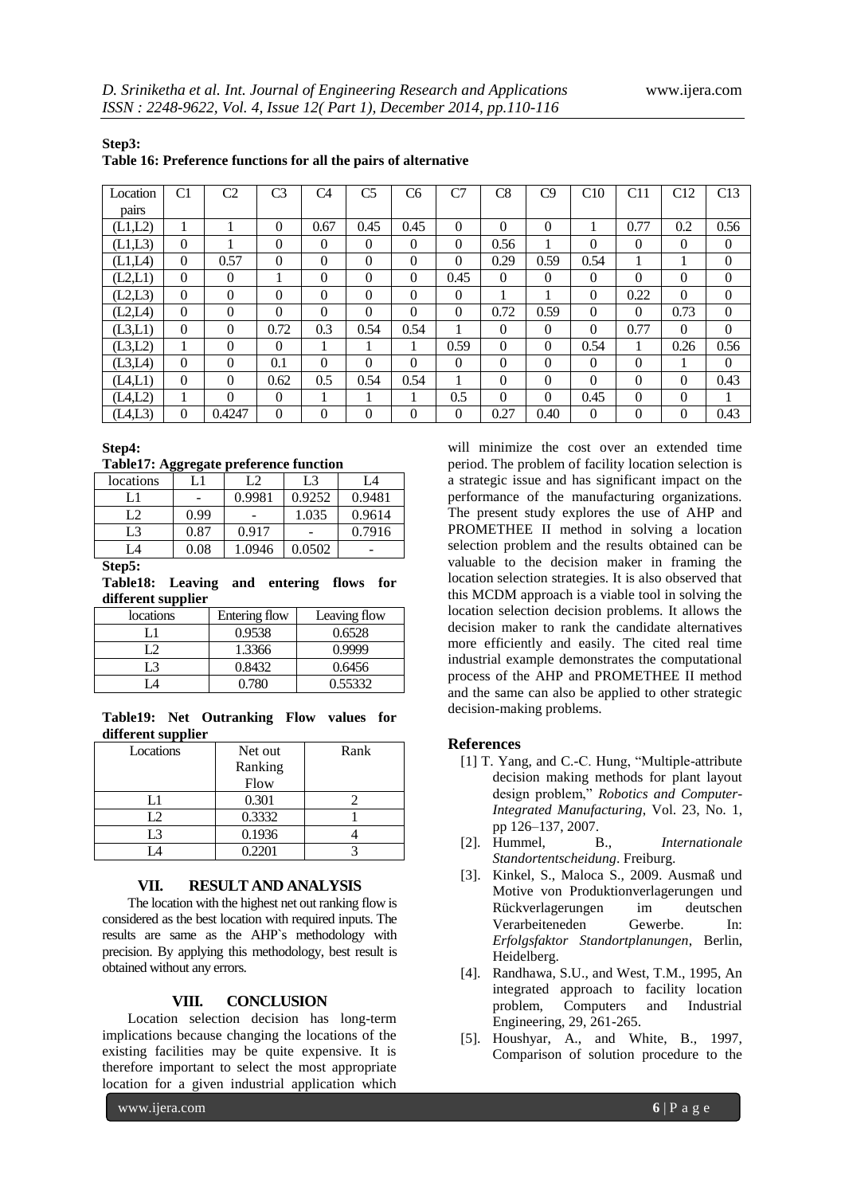**Step3:**

**Table 16: Preference functions for all the pairs of alternative**

| Location pairs | C1 | C2 | C3 | C4 | C5 | C6 | C7 | C8 | C9 | C10 | C11 | C12 | C13 |
|---|---|---|---|---|---|---|---|---|---|---|---|---|---|
| (L1,L2) | 1 | 1 | 0 | 0.67 | 0.45 | 0.45 | 0 | 0 | 0 | 1 | 0.77 | 0.2 | 0.56 |
| (L1,L3) | 0 | 1 | 0 | 0 | 0 | 0 | 0 | 0.56 | 1 | 0 | 0 | 0 | 0 |
| (L1,L4) | 0 | 0.57 | 0 | 0 | 0 | 0 | 0 | 0.29 | 0.59 | 0.54 | 1 | 1 | 0 |
| (L2,L1) | 0 | 0 | 1 | 0 | 0 | 0 | 0.45 | 0 | 0 | 0 | 0 | 0 | 0 |
| (L2,L3) | 0 | 0 | 0 | 0 | 0 | 0 | 0 | 1 | 1 | 0 | 0.22 | 0 | 0 |
| (L2,L4) | 0 | 0 | 0 | 0 | 0 | 0 | 0 | 0.72 | 0.59 | 0 | 0 | 0.73 | 0 |
| (L3,L1) | 0 | 0 | 0.72 | 0.3 | 0.54 | 0.54 | 1 | 0 | 0 | 0 | 0.77 | 0 | 0 |
| (L3,L2) | 1 | 0 | 0 | 1 | 1 | 1 | 0.59 | 0 | 0 | 0.54 | 1 | 0.26 | 0.56 |
| (L3,L4) | 0 | 0 | 0.1 | 0 | 0 | 0 | 0 | 0 | 0 | 0 | 0 | 1 | 0 |
| (L4,L1) | 0 | 0 | 0.62 | 0.5 | 0.54 | 0.54 | 1 | 0 | 0 | 0 | 0 | 0 | 0.43 |
| (L4,L2) | 1 | 0 | 0 | 1 | 1 | 1 | 0.5 | 0 | 0 | 0.45 | 0 | 0 | 1 |
| (L4,L3) | 0 | 0.4247 | 0 | 0 | 0 | 0 | 0 | 0.27 | 0.40 | 0 | 0 | 0 | 0.43 |

**Step4:**

**Table17: Aggregate preference function**

| locations | L1 | L2 | L3 | L4 |
|---|---|---|---|---|
| L1 | - | 0.9981 | 0.9252 | 0.9481 |
| L2 | 0.99 | - | 1.035 | 0.9614 |
| L3 | 0.87 | 0.917 | - | 0.7916 |
| L4 | 0.08 | 1.0946 | 0.0502 | - |

**Step5:**

**Table18: Leaving and entering flows for different supplier**

| locations | Entering flow | Leaving flow |
|---|---|---|
| L1 | 0.9538 | 0.6528 |
| L2 | 1.3366 | 0.9999 |
| L3 | 0.8432 | 0.6456 |
| L4 | 0.780 | 0.55332 |

**Table19: Net Outranking Flow values for different supplier**

| Locations | Net out Ranking Flow | Rank |
|---|---|---|
| L1 | 0.301 | 2 |
| L2 | 0.3332 | 1 |
| L3 | 0.1936 | 4 |
| L4 | 0.2201 | 3 |

## VII. RESULT AND ANALYSIS

The location with the highest net out ranking flow is considered as the best location with required inputs. The results are same as the AHP`s methodology with precision. By applying this methodology, best result is obtained without any errors.

## VIII. CONCLUSION

Location selection decision has long-term implications because changing the locations of the existing facilities may be quite expensive. It is therefore important to select the most appropriate location for a given industrial application which will minimize the cost over an extended time period. The problem of facility location selection is a strategic issue and has significant impact on the performance of the manufacturing organizations. The present study explores the use of AHP and PROMETHEE II method in solving a location selection problem and the results obtained can be valuable to the decision maker in framing the location selection strategies. It is also observed that this MCDM approach is a viable tool in solving the location selection decision problems. It allows the decision maker to rank the candidate alternatives more efficiently and easily. The cited real time industrial example demonstrates the computational process of the AHP and PROMETHEE II method and the same can also be applied to other strategic decision-making problems.

## References

[1] T. Yang, and C.-C. Hung, "Multiple-attribute decision making methods for plant layout design problem," *Robotics and Computer-Integrated Manufacturing*, Vol. 23, No. 1, pp 126–137, 2007.

[2]. Hummel, B., *Internationale Standortentscheidung*. Freiburg.

[3]. Kinkel, S., Maloca S., 2009. Ausmaß und Motive von Produktionverlagerungen und Rückverlagerungen im deutschen Verarbeiteneden Gewerbe. In: *Erfolgsfaktor Standortplanungen*, Berlin, Heidelberg.

[4]. Randhawa, S.U., and West, T.M., 1995, An integrated approach to facility location problem, Computers and Industrial Engineering, 29, 261-265.

[5]. Houshyar, A., and White, B., 1997, Comparison of solution procedure to the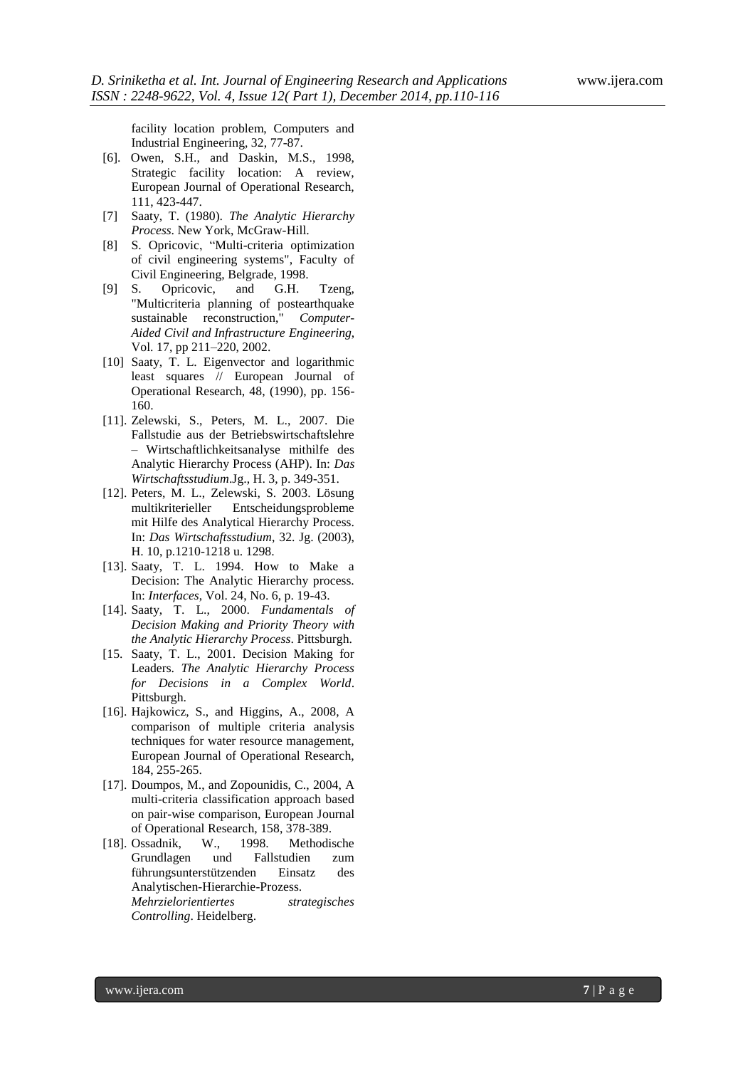facility location problem, Computers and Industrial Engineering, 32, 77-87.

[6]. Owen, S.H., and Daskin, M.S., 1998, Strategic facility location: A review, European Journal of Operational Research, 111, 423-447.

[7] Saaty, T. (1980). *The Analytic Hierarchy Process*. New York, McGraw-Hill.

[8] S. Opricovic, "Multi-criteria optimization of civil engineering systems", Faculty of Civil Engineering, Belgrade, 1998.

[9] S. Opricovic, and G.H. Tzeng, "Multicriteria planning of postearthquake sustainable reconstruction," *Computer-Aided Civil and Infrastructure Engineering*, Vol. 17, pp 211–220, 2002.

[10] Saaty, T. L. Eigenvector and logarithmic least squares // European Journal of Operational Research, 48, (1990), pp. 156-160.

[11]. Zelewski, S., Peters, M. L., 2007. Die Fallstudie aus der Betriebswirtschaftslehre – Wirtschaftlichkeitsanalyse mithilfe des Analytic Hierarchy Process (AHP). In: *Das Wirtschaftsstudium*.Jg., H. 3, p. 349-351.

[12]. Peters, M. L., Zelewski, S. 2003. Lösung multikriterieller Entscheidungsprobleme mit Hilfe des Analytical Hierarchy Process. In: *Das Wirtschaftsstudium*, 32. Jg. (2003), H. 10, p.1210-1218 u. 1298.

[13]. Saaty, T. L. 1994. How to Make a Decision: The Analytic Hierarchy process. In: *Interfaces*, Vol. 24, No. 6, p. 19-43.

[14]. Saaty, T. L., 2000. *Fundamentals of Decision Making and Priority Theory with the Analytic Hierarchy Process*. Pittsburgh.

[15. Saaty, T. L., 2001. Decision Making for Leaders. *The Analytic Hierarchy Process for Decisions in a Complex World*. Pittsburgh.

[16]. Hajkowicz, S., and Higgins, A., 2008, A comparison of multiple criteria analysis techniques for water resource management, European Journal of Operational Research, 184, 255-265.

[17]. Doumpos, M., and Zopounidis, C., 2004, A multi-criteria classification approach based on pair-wise comparison, European Journal of Operational Research, 158, 378-389.

[18]. Ossadnik, W., 1998. Methodische Grundlagen und Fallstudien zum führungsunterstützenden Einsatz des Analytischen-Hierarchie-Prozess. *Mehrzielorientiertes strategisches Controlling*. Heidelberg.